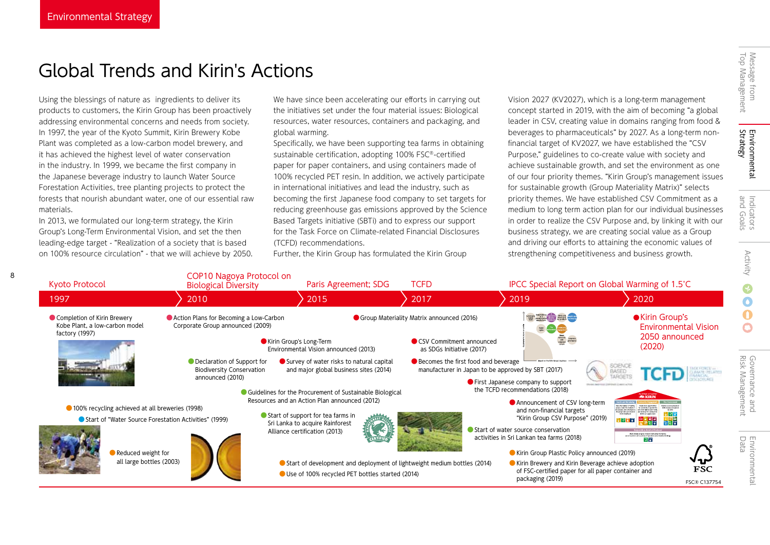# Global Trends and Kirin's Actions

Using the blessings of nature as ingredients to deliver its products to customers, the Kirin Group has been proactively addressing environmental concerns and needs from society. In 1997, the year of the Kyoto Summit, Kirin Brewery Kobe Plant was completed as a low-carbon model brewery, and it has achieved the highest level of water conservation in the industry. In 1999, we became the first company in the Japanese beverage industry to launch Water Source Forestation Activities, tree planting projects to protect the forests that nourish abundant water, one of our essential raw materials.

In 2013, we formulated our long-term strategy, the Kirin Group's Long-Term Environmental Vision, and set the then leading-edge target - "Realization of a society that is based on 100% resource circulation" - that we will achieve by 2050.

We have since been accelerating our efforts in carrying out the initiatives set under the four material issues: Biological resources, water resources, containers and packaging, and global warming.

Specifically, we have been supporting tea farms in obtaining sustainable certification, adopting 100% FSC®-certified paper for paper containers, and using containers made of 100% recycled PET resin. In addition, we actively participate in international initiatives and lead the industry, such as becoming the first Japanese food company to set targets for reducing greenhouse gas emissions approved by the Science Based Targets initiative (SBTi) and to express our support for the Task Force on Climate-related Financial Disclosures (TCFD) recommendations.

Further, the Kirin Group has formulated the Kirin Group Vision 2027 (KV2027), which is a long-term management concept started in 2019, with the aim of becoming "a global leader in CSV, creating value in domains ranging from food & beverages to pharmaceuticals" by 2027. As a long-term non-financial target of KV2027, we have established the "CSV Purpose," guidelines to co-create value with society and achieve sustainable growth, and set the environment as one of our four priority themes. "Kirin Group's management issues for sustainable growth (Group Materiality Matrix)" selects priority themes. We have established CSV Commitment as a medium to long term action plan for our individual businesses in order to realize the CSV Purpose and, by linking it with our business strategy, we are creating social value as a Group and driving our efforts to attaining the economic values of strengthening competitiveness and business growth.

**1997** — Kyoto Protocol
**2010** — COP10 Nagoya Protocol on Biological Diversity
**2015** — Paris Agreement; SDG
**2017** — TCFD
**2019** — IPCC Special Report on Global Warming of 1.5°C
**2020**

- Completion of Kirin Brewery Kobe Plant, a low-carbon model factory (1997)
- 100% recycling achieved at all breweries (1998)
- Start of "Water Source Forestation Activities" (1999)
- Reduced weight for all large bottles (2003)
- Action Plans for Becoming a Low-Carbon Corporate Group announced (2009)
- Declaration of Support for Biodiversity Conservation announced (2010)
- Guidelines for the Procurement of Sustainable Biological Resources and an Action Plan announced (2012)
- Kirin Group's Long-Term Environmental Vision announced (2013)
- Start of support for tea farms in Sri Lanka to acquire Rainforest Alliance certification (2013)
- Survey of water risks to natural capital and major global business sites (2014)
- Start of development and deployment of lightweight medium bottles (2014)
- Use of 100% recycled PET bottles started (2014)
- Group Materiality Matrix announced (2016)
- CSV Commitment announced as SDGs Initiative (2017)
- Becomes the first food and beverage manufacturer in Japan to be approved by SBT (2017)
- First Japanese company to support the TCFD recommendations (2018)
- Start of water source conservation activities in Sri Lankan tea farms (2018)
- Announcement of CSV long-term and non-financial targets "Kirin Group CSV Purpose" (2019)
- Kirin Group Plastic Policy announced (2019)
- Kirin Brewery and Kirin Beverage achieve adoption of FSC-certified paper for all paper container and packaging (2019)
- Kirin Group's Environmental Vision 2050 announced (2020)

FSC® C137754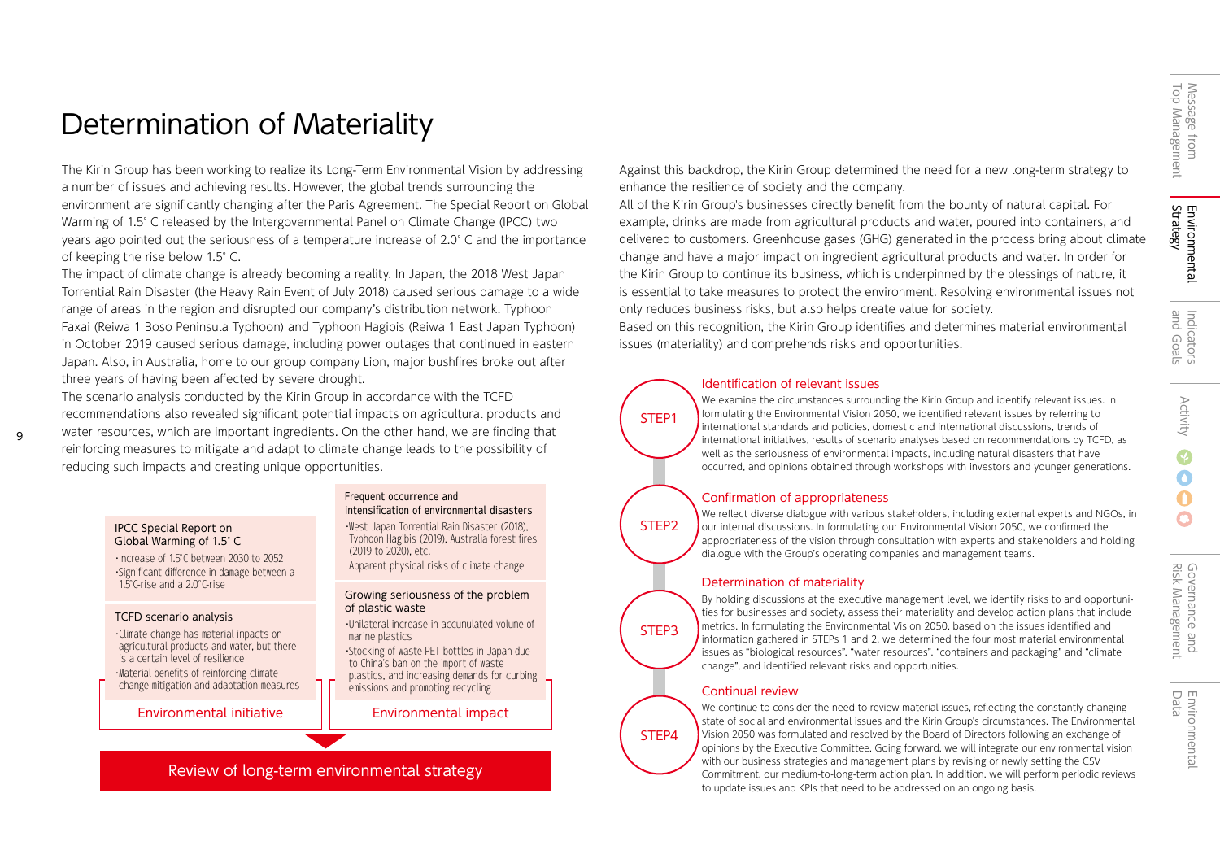# Determination of Materiality

The Kirin Group has been working to realize its Long-Term Environmental Vision by addressing a number of issues and achieving results. However, the global trends surrounding the environment are significantly changing after the Paris Agreement. The Special Report on Global Warming of 1.5° C released by the Intergovernmental Panel on Climate Change (IPCC) two years ago pointed out the seriousness of a temperature increase of 2.0° C and the importance of keeping the rise below 1.5° C.

The impact of climate change is already becoming a reality. In Japan, the 2018 West Japan Torrential Rain Disaster (the Heavy Rain Event of July 2018) caused serious damage to a wide range of areas in the region and disrupted our company's distribution network. Typhoon Faxai (Reiwa 1 Boso Peninsula Typhoon) and Typhoon Hagibis (Reiwa 1 East Japan Typhoon) in October 2019 caused serious damage, including power outages that continued in eastern Japan. Also, in Australia, home to our group company Lion, major bushfires broke out after three years of having been affected by severe drought.

The scenario analysis conducted by the Kirin Group in accordance with the TCFD recommendations also revealed significant potential impacts on agricultural products and water resources, which are important ingredients. On the other hand, we are finding that reinforcing measures to mitigate and adapt to climate change leads to the possibility of reducing such impacts and creating unique opportunities.

**Environmental initiative**

IPCC Special Report on Global Warming of 1.5° C
- Increase of 1.5°C between 2030 to 2052
- Significant difference in damage between a 1.5°C-rise and a 2.0°C-rise

TCFD scenario analysis
- Climate change has material impacts on agricultural products and water, but there is a certain level of resilience
- Material benefits of reinforcing climate change mitigation and adaptation measures

**Environmental impact**

Frequent occurrence and intensification of environmental disasters
- West Japan Torrential Rain Disaster (2018), Typhoon Hagibis (2019), Australia forest fires (2019 to 2020), etc.

Apparent physical risks of climate change

Growing seriousness of the problem of plastic waste
- Unilateral increase in accumulated volume of marine plastics
- Stocking of waste PET bottles in Japan due to China's ban on the import of waste plastics, and increasing demands for curbing emissions and promoting recycling

**Review of long-term environmental strategy**

Against this backdrop, the Kirin Group determined the need for a new long-term strategy to enhance the resilience of society and the company.

All of the Kirin Group's businesses directly benefit from the bounty of natural capital. For example, drinks are made from agricultural products and water, poured into containers, and delivered to customers. Greenhouse gases (GHG) generated in the process bring about climate change and have a major impact on ingredient agricultural products and water. In order for the Kirin Group to continue its business, which is underpinned by the blessings of nature, it is essential to take measures to protect the environment. Resolving environmental issues not only reduces business risks, but also helps create value for society.

Based on this recognition, the Kirin Group identifies and determines material environmental issues (materiality) and comprehends risks and opportunities.

**STEP1**

### Identification of relevant issues

We examine the circumstances surrounding the Kirin Group and identify relevant issues. In formulating the Environmental Vision 2050, we identified relevant issues by referring to international standards and policies, domestic and international discussions, trends of international initiatives, results of scenario analyses based on recommendations by TCFD, as well as the seriousness of environmental impacts, including natural disasters that have occurred, and opinions obtained through workshops with investors and younger generations.

**STEP2**

### Confirmation of appropriateness

We reflect diverse dialogue with various stakeholders, including external experts and NGOs, in our internal discussions. In formulating our Environmental Vision 2050, we confirmed the appropriateness of the vision through consultation with experts and stakeholders and holding dialogue with the Group's operating companies and management teams.

**STEP3**

### Determination of materiality

By holding discussions at the executive management level, we identify risks to and opportunities for businesses and society, assess their materiality and develop action plans that include metrics. In formulating the Environmental Vision 2050, based on the issues identified and information gathered in STEPs 1 and 2, we determined the four most material environmental issues as "biological resources", "water resources", "containers and packaging" and "climate change", and identified relevant risks and opportunities.

**STEP4**

### Continual review

We continue to consider the need to review material issues, reflecting the constantly changing state of social and environmental issues and the Kirin Group's circumstances. The Environmental Vision 2050 was formulated and resolved by the Board of Directors following an exchange of opinions by the Executive Committee. Going forward, we will integrate our environmental vision with our business strategies and management plans by revising or newly setting the CSV Commitment, our medium-to-long-term action plan. In addition, we will perform periodic reviews to update issues and KPIs that need to be addressed on an ongoing basis.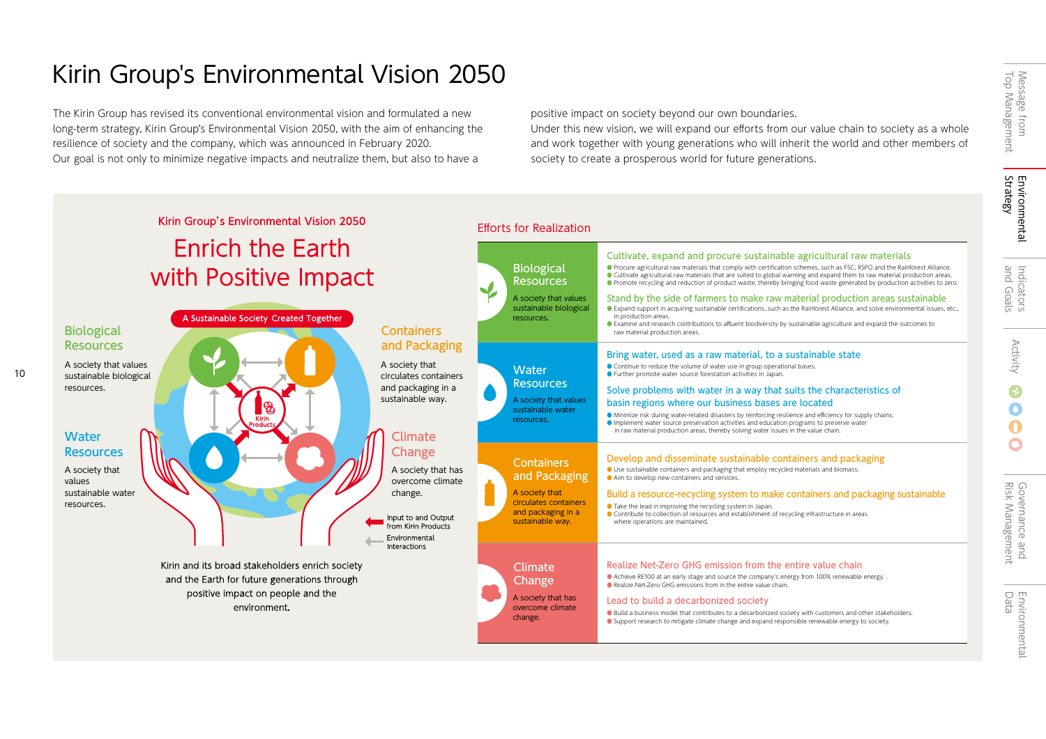# Kirin Group's Environmental Vision 2050

The Kirin Group has revised its conventional environmental vision and formulated a new long-term strategy, Kirin Group's Environmental Vision 2050, with the aim of enhancing the resilience of society and the company, which was announced in February 2020.
Our goal is not only to minimize negative impacts and neutralize them, but also to have a positive impact on society beyond our own boundaries.
Under this new vision, we will expand our efforts from our value chain to society as a whole and work together with young generations who will inherit the world and other members of society to create a prosperous world for future generations.

## Kirin Group's Environmental Vision 2050

### Enrich the Earth with Positive Impact

A Sustainable Society Created Together

**Biological Resources**
A society that values sustainable biological resources.

**Containers and Packaging**
A society that circulates containers and packaging in a sustainable way.

**Water Resources**
A society that values sustainable water resources.

**Climate Change**
A society that has overcome climate change.

Kirin Products

Input to and Output from Kirin Products

Environmental Interactions

Kirin and its broad stakeholders enrich society and the Earth for future generations through positive impact on people and the environment.

## Efforts for Realization

### Biological Resources

A society that values sustainable biological resources.

**Cultivate, expand and procure sustainable agricultural raw materials**

- Procure agricultural raw materials that comply with certification schemes, such as FSC, RSPO and the Rainforest Alliance.
- Cultivate agricultural raw materials that are suited to global warming and expand them to raw material production areas.
- Promote recycling and reduction of product waste, thereby bringing food waste generated by production activities to zero.

**Stand by the side of farmers to make raw material production areas sustainable**

- Expand support in acquiring sustainable certifications, such as the Rainforest Alliance, and solve environmental issues, etc., in production areas.
- Examine and research contributions to affluent biodiversity by sustainable agriculture and expand the outcomes to raw material production areas.

### Water Resources

A society that values sustainable water resources.

**Bring water, used as a raw material, to a sustainable state**

- Continue to reduce the volume of water use in group operational bases.
- Further promote water source forestation activities in Japan.

**Solve problems with water in a way that suits the characteristics of basin regions where our business bases are located**

- Minimize risk during water-related disasters by reinforcing resilience and efficiency for supply chains.
- Implement water source preservation activities and education programs to preserve water in raw material production areas, thereby solving water issues in the value chain.

### Containers and Packaging

A society that circulates containers and packaging in a sustainable way.

**Develop and disseminate sustainable containers and packaging**

- Use sustainable containers and packaging that employ recycled materials and biomass.
- Aim to develop new containers and services.

**Build a resource-recycling system to make containers and packaging sustainable**

- Take the lead in improving the recycling system in Japan.
- Contribute to collection of resources and establishment of recycling infrastructure in areas where operations are maintained.

### Climate Change

A society that has overcome climate change.

**Realize Net-Zero GHG emission from the entire value chain**

- Achieve RE100 at an early stage and source the company's energy from 100% renewable energy.
- Realize Net-Zero GHG emissions from in the entire value chain.

**Lead to build a decarbonized society**

- Build a business model that contributes to a decarbonized society with customers and other stakeholders.
- Support research to mitigate climate change and expand responsible renewable energy to society.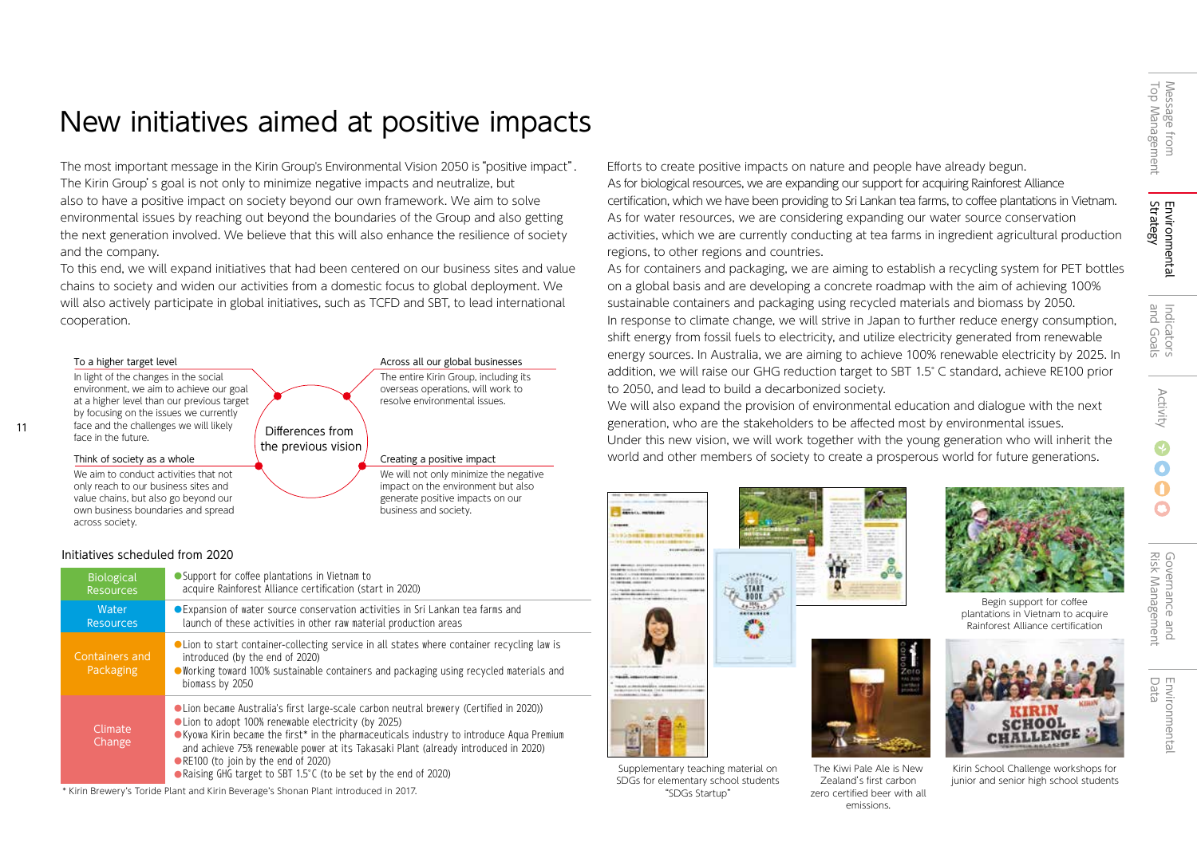# New initiatives aimed at positive impacts

The most important message in the Kirin Group's Environmental Vision 2050 is "positive impact". The Kirin Group' s goal is not only to minimize negative impacts and neutralize, but also to have a positive impact on society beyond our own framework. We aim to solve environmental issues by reaching out beyond the boundaries of the Group and also getting the next generation involved. We believe that this will also enhance the resilience of society and the company.

To this end, we will expand initiatives that had been centered on our business sites and value chains to society and widen our activities from a domestic focus to global deployment. We will also actively participate in global initiatives, such as TCFD and SBT, to lead international cooperation.

Differences from the previous vision

**To a higher target level**
In light of the changes in the social environment, we aim to achieve our goal at a higher level than our previous target by focusing on the issues we currently face and the challenges we will likely face in the future.

**Across all our global businesses**
The entire Kirin Group, including its overseas operations, will work to resolve environmental issues.

**Think of society as a whole**
We aim to conduct activities that not only reach to our business sites and value chains, but also go beyond our own business boundaries and spread across society.

**Creating a positive impact**
We will not only minimize the negative impact on the environment but also generate positive impacts on our business and society.

## Initiatives scheduled from 2020

| | |
|---|---|
| Biological Resources | ●Support for coffee plantations in Vietnam to acquire Rainforest Alliance certification (start in 2020) |
| Water Resources | ●Expansion of water source conservation activities in Sri Lankan tea farms and launch of these activities in other raw material production areas |
| Containers and Packaging | ●Lion to start container-collecting service in all states where container recycling law is introduced (by the end of 2020)<br>●Working toward 100% sustainable containers and packaging using recycled materials and biomass by 2050 |
| Climate Change | ●Lion became Australia's first large-scale carbon neutral brewery (Certified in 2020))<br>●Lion to adopt 100% renewable electricity (by 2025)<br>●Kyowa Kirin became the first* in the pharmaceuticals industry to introduce Aqua Premium and achieve 75% renewable power at its Takasaki Plant (already introduced in 2020)<br>●RE100 (to join by the end of 2020)<br>●Raising GHG target to SBT 1.5°C (to be set by the end of 2020) |

\* Kirin Brewery's Toride Plant and Kirin Beverage's Shonan Plant introduced in 2017.

Efforts to create positive impacts on nature and people have already begun.
As for biological resources, we are expanding our support for acquiring Rainforest Alliance certification, which we have been providing to Sri Lankan tea farms, to coffee plantations in Vietnam.
As for water resources, we are considering expanding our water source conservation activities, which we are currently conducting at tea farms in ingredient agricultural production regions, to other regions and countries.
As for containers and packaging, we are aiming to establish a recycling system for PET bottles on a global basis and are developing a concrete roadmap with the aim of achieving 100% sustainable containers and packaging using recycled materials and biomass by 2050.
In response to climate change, we will strive in Japan to further reduce energy consumption, shift energy from fossil fuels to electricity, and utilize electricity generated from renewable energy sources. In Australia, we are aiming to achieve 100% renewable electricity by 2025. In addition, we will raise our GHG reduction target to SBT 1.5°C standard, achieve RE100 prior to 2050, and lead to build a decarbonized society.
We will also expand the provision of environmental education and dialogue with the next generation, who are the stakeholders to be affected most by environmental issues.
Under this new vision, we will work together with the young generation who will inherit the world and other members of society to create a prosperous world for future generations.

Supplementary teaching material on SDGs for elementary school students "SDGs Startup"

The Kiwi Pale Ale is New Zealand's first carbon zero certified beer with all emissions.

Begin support for coffee plantations in Vietnam to acquire Rainforest Alliance certification

Kirin School Challenge workshops for junior and senior high school students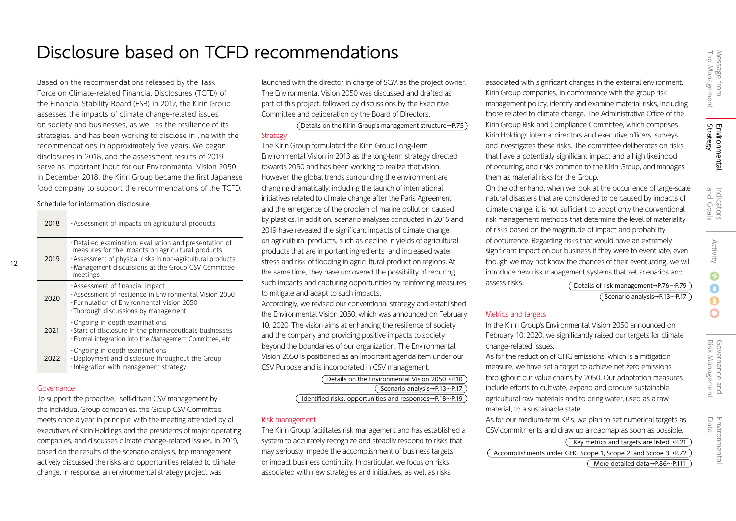# Disclosure based on TCFD recommendations

Based on the recommendations released by the Task Force on Climate-related Financial Disclosures (TCFD) of the Financial Stability Board (FSB) in 2017, the Kirin Group assesses the impacts of climate change-related issues on society and businesses, as well as the resilience of its strategies, and has been working to disclose in line with the recommendations in approximately five years. We began disclosures in 2018, and the assessment results of 2019 serve as important input for our Environmental Vision 2050. In December 2018, the Kirin Group became the first Japanese food company to support the recommendations of the TCFD.

Schedule for information disclosure

| | |
|---|---|
| 2018 | ・Assessment of impacts on agricultural products |
| 2019 | ・Detailed examination, evaluation and presentation of measures for the impacts on agricultural products<br>・Assessment of physical risks in non-agricultural products<br>・Management discussions at the Group CSV Committee meetings |
| 2020 | ・Assessment of financial impact<br>・Assessment of resilience in Environmental Vision 2050<br>・Formulation of Environmental Vision 2050<br>・Thorough discussions by management |
| 2021 | ・Ongoing in-depth examinations<br>・Start of disclosure in the pharmaceuticals businesses<br>・Formal integration into the Management Committee, etc. |
| 2022 | ・Ongoing in-depth examinations<br>・Deployment and disclosure throughout the Group<br>・Integration with management strategy |

## Governance

To support the proactive, self-driven CSV management by the individual Group companies, the Group CSV Committee meets once a year in principle, with the meeting attended by all executives of Kirin Holdings and the presidents of major operating companies, and discusses climate change-related issues. In 2019, based on the results of the scenario analysis, top management actively discussed the risks and opportunities related to climate change. In response, an environmental strategy project was launched with the director in charge of SCM as the project owner. The Environmental Vision 2050 was discussed and drafted as part of this project, followed by discussions by the Executive Committee and deliberation by the Board of Directors.

Details on the Kirin Group's management structure→P.75

## Strategy

The Kirin Group formulated the Kirin Group Long-Term Environmental Vision in 2013 as the long-term strategy directed towards 2050 and has been working to realize that vision. However, the global trends surrounding the environment are changing dramatically, including the launch of international initiatives related to climate change after the Paris Agreement and the emergence of the problem of marine pollution caused by plastics. In addition, scenario analyses conducted in 2018 and 2019 have revealed the significant impacts of climate change on agricultural products, such as decline in yields of agricultural products that are important ingredients and increased water stress and risk of flooding in agricultural production regions. At the same time, they have uncovered the possibility of reducing such impacts and capturing opportunities by reinforcing measures to mitigate and adapt to such impacts.

Accordingly, we revised our conventional strategy and established the Environmental Vision 2050, which was announced on February 10, 2020. The vision aims at enhancing the resilience of society and the company and providing positive impacts to society beyond the boundaries of our organization. The Environmental Vision 2050 is positioned as an important agenda item under our CSV Purpose and is incorporated in CSV management.

Details on the Environmental Vision 2050→P.10
Scenario analysis→P.13～P.17
Identified risks, opportunities and responses→P.18～P.19

## Risk management

The Kirin Group facilitates risk management and has established a system to accurately recognize and steadily respond to risks that may seriously impede the accomplishment of business targets or impact business continuity. In particular, we focus on risks associated with new strategies and initiatives, as well as risks associated with significant changes in the external environment. Kirin Group companies, in conformance with the group risk management policy, identify and examine material risks, including those related to climate change. The Administrative Office of the Kirin Group Risk and Compliance Committee, which comprises Kirin Holdings internal directors and executive officers, surveys and investigates these risks. The committee deliberates on risks that have a potentially significant impact and a high likelihood of occurring, and risks common to the Kirin Group, and manages them as material risks for the Group.

On the other hand, when we look at the occurrence of large-scale natural disasters that are considered to be caused by impacts of climate change, it is not sufficient to adopt only the conventional risk management methods that determine the level of materiality of risks based on the magnitude of impact and probability of occurrence. Regarding risks that would have an extremely significant impact on our business if they were to eventuate, even though we may not know the chances of their eventuating, we will introduce new risk management systems that set scenarios and assess risks.

Details of risk management→P.76～P.79
Scenario analysis→P.13～P.17

## Metrics and targets

In the Kirin Group's Environmental Vision 2050 announced on February 10, 2020, we significantly raised our targets for climate change-related issues.

As for the reduction of GHG emissions, which is a mitigation measure, we have set a target to achieve net zero emissions throughout our value chains by 2050. Our adaptation measures include efforts to cultivate, expand and procure sustainable agricultural raw materials and to bring water, used as a raw material, to a sustainable state.

As for our medium-term KPIs, we plan to set numerical targets as CSV commitments and draw up a roadmap as soon as possible.

Key metrics and targets are listed→P.21
Accomplishments under GHG Scope 1, Scope 2, and Scope 3→P.72
More detailed data→P.86～P.111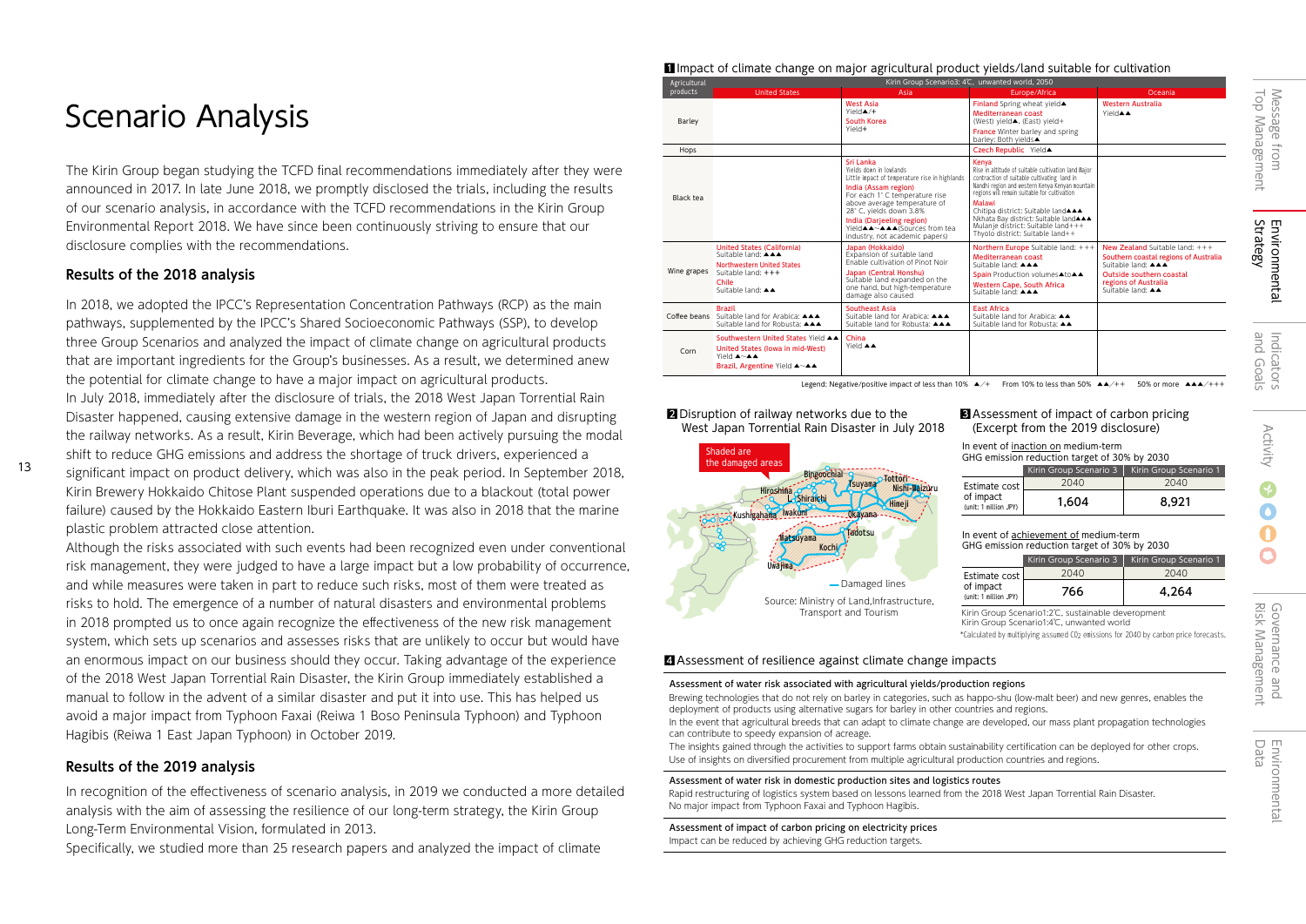# Scenario Analysis

The Kirin Group began studying the TCFD final recommendations immediately after they were announced in 2017. In late June 2018, we promptly disclosed the trials, including the results of our scenario analysis, in accordance with the TCFD recommendations in the Kirin Group Environmental Report 2018. We have since been continuously striving to ensure that our disclosure complies with the recommendations.

## Results of the 2018 analysis

In 2018, we adopted the IPCC's Representation Concentration Pathways (RCP) as the main pathways, supplemented by the IPCC's Shared Socioeconomic Pathways (SSP), to develop three Group Scenarios and analyzed the impact of climate change on agricultural products that are important ingredients for the Group's businesses. As a result, we determined anew the potential for climate change to have a major impact on agricultural products.

In July 2018, immediately after the disclosure of trials, the 2018 West Japan Torrential Rain Disaster happened, causing extensive damage in the western region of Japan and disrupting the railway networks. As a result, Kirin Beverage, which had been actively pursuing the modal shift to reduce GHG emissions and address the shortage of truck drivers, experienced a significant impact on product delivery, which was also in the peak period. In September 2018, Kirin Brewery Hokkaido Chitose Plant suspended operations due to a blackout (total power failure) caused by the Hokkaido Eastern Iburi Earthquake. It was also in 2018 that the marine plastic problem attracted close attention.

Although the risks associated with such events had been recognized even under conventional risk management, they were judged to have a large impact but a low probability of occurrence, and while measures were taken in part to reduce such risks, most of them were treated as risks to hold. The emergence of a number of natural disasters and environmental problems in 2018 prompted us to once again recognize the effectiveness of the new risk management system, which sets up scenarios and assesses risks that are unlikely to occur but would have an enormous impact on our business should they occur. Taking advantage of the experience of the 2018 West Japan Torrential Rain Disaster, the Kirin Group immediately established a manual to follow in the advent of a similar disaster and put it into use. This has helped us avoid a major impact from Typhoon Faxai (Reiwa 1 Boso Peninsula Typhoon) and Typhoon Hagibis (Reiwa 1 East Japan Typhoon) in October 2019.

## Results of the 2019 analysis

In recognition of the effectiveness of scenario analysis, in 2019 we conducted a more detailed analysis with the aim of assessing the resilience of our long-term strategy, the Kirin Group Long-Term Environmental Vision, formulated in 2013.

Specifically, we studied more than 25 research papers and analyzed the impact of climate

### 1 Impact of climate change on major agricultural product yields/land suitable for cultivation

| Agricultural products | Kirin Group Scenario3: 4℃, unwanted world, 2050 | | | |
|---|---|---|---|---|
| | United States | Asia | Europe/Africa | Oceania |
| Barley | | West Asia Yield▲/+ South Korea Yield+ | Finland Spring wheat yield▲ Mediterranean coast (West) yield▲, (East) yield+ France Winter barley and spring barley: Both yields▲ | Western Australia Yield▲▲ |
| Hops | | | Czech Republic Yield▲ | |
| Black tea | | Sri Lanka Yields down in lowlands Little impact of temperature rise in highlands India (Assam region) For each 1° C temperature rise above average temperature of 28° C, yields down 3.8% India (Darjeeling region) Yield▲▲~▲▲▲(Sources from tea industry, not academic papers) | Kenya Rise in altitude of suitable cultivation land Major contraction of suitable cultivating land in Nandhi region and western Kenya Kenyan mountain regions will remain suitable for cultivation Malawi Chitipa district: Suitable land▲▲▲ Nkhata Bay district: Suitable land▲▲▲ Mulanje district: Suitable land+++ Thyolo district: Suitable land++ | |
| Wine grapes | United States (California) Suitable land: ▲▲▲ Northwestern United States Suitable land: +++ Chile Suitable land: ▲▲ | Japan (Hokkaido) Expansion of suitable land Enable cultivation of Pinot Noir Japan (Central Honshu) Suitable land expanded on the one hand, but high-temperature damage also caused | Northern Europe Suitable land: +++ Mediterranean coast Suitable land: ▲▲▲ Spain Production volumes▲to▲▲ Western Cape, South Africa Suitable land: ▲▲▲ | New Zealand Suitable land: +++ Southern coastal regions of Australia Suitable land: ▲▲▲ Outside southern coastal regions of Australia Suitable land: ▲▲ |
| Coffee beans | Brazil Suitable land for Arabica: ▲▲▲ Suitable land for Robusta: ▲▲▲ | Southeast Asia Suitable land for Arabica: ▲▲▲ Suitable land for Robusta: ▲▲▲ | East Africa Suitable land for Arabica: ▲▲ Suitable land for Robusta: ▲▲ | |
| Corn | Southwestern United States Yield ▲▲ United States (Iowa in mid-West) Yield ▲~▲▲ Brazil, Argentine Yield ▲~▲▲ | China Yield ▲▲ | | |

Legend: Negative/positive impact of less than 10% ▲/+ From 10% to less than 50% ▲▲/++ 50% or more ▲▲▲/+++

### 2 Disruption of railway networks due to the West Japan Torrential Rain Disaster in July 2018

Shaded are the damaged areas

Bingoochiai, Tsuyama, Tottori, Nishi-Maizuru, Hiroshima, Shiraichi, Himeji, Kushigahama, Iwakuni, Okayama, Matsuyama, Tadotsu, Kochi, Uwajima

Damaged lines

Source: Ministry of Land,Infrastructure, Transport and Tourism

### 3 Assessment of impact of carbon pricing (Excerpt from the 2019 disclosure)

In event of inaction on medium-term GHG emission reduction target of 30% by 2030

| | Kirin Group Scenario 3 | Kirin Group Scenario 1 |
|---|---|---|
| | 2040 | 2040 |
| Estimate cost of impact (unit: 1 million JPY) | 1,604 | 8,921 |

In event of achievement of medium-term GHG emission reduction target of 30% by 2030

| | Kirin Group Scenario 3 | Kirin Group Scenario 1 |
|---|---|---|
| | 2040 | 2040 |
| Estimate cost of impact (unit: 1 million JPY) | 766 | 4,264 |

Kirin Group Scenario1:2℃, sustainable deveropment
Kirin Group Scenario1:4℃, unwanted world
*Calculated by multiplying assumed $CO_2$ emissions for 2040 by carbon price forecasts.

### 4 Assessment of resilience against climate change impacts

**Assessment of water risk associated with agricultural yields/production regions**

Brewing technologies that do not rely on barley in categories, such as happo-shu (low-malt beer) and new genres, enables the deployment of products using alternative sugars for barley in other countries and regions.
In the event that agricultural breeds that can adapt to climate change are developed, our mass plant propagation technologies can contribute to speedy expansion of acreage.
The insights gained through the activities to support farms obtain sustainability certification can be deployed for other crops.
Use of insights on diversified procurement from multiple agricultural production countries and regions.

**Assessment of water risk in domestic production sites and logistics routes**

Rapid restructuring of logistics system based on lessons learned from the 2018 West Japan Torrential Rain Disaster.
No major impact from Typhoon Faxai and Typhoon Hagibis.

**Assessment of impact of carbon pricing on electricity prices**

Impact can be reduced by achieving GHG reduction targets.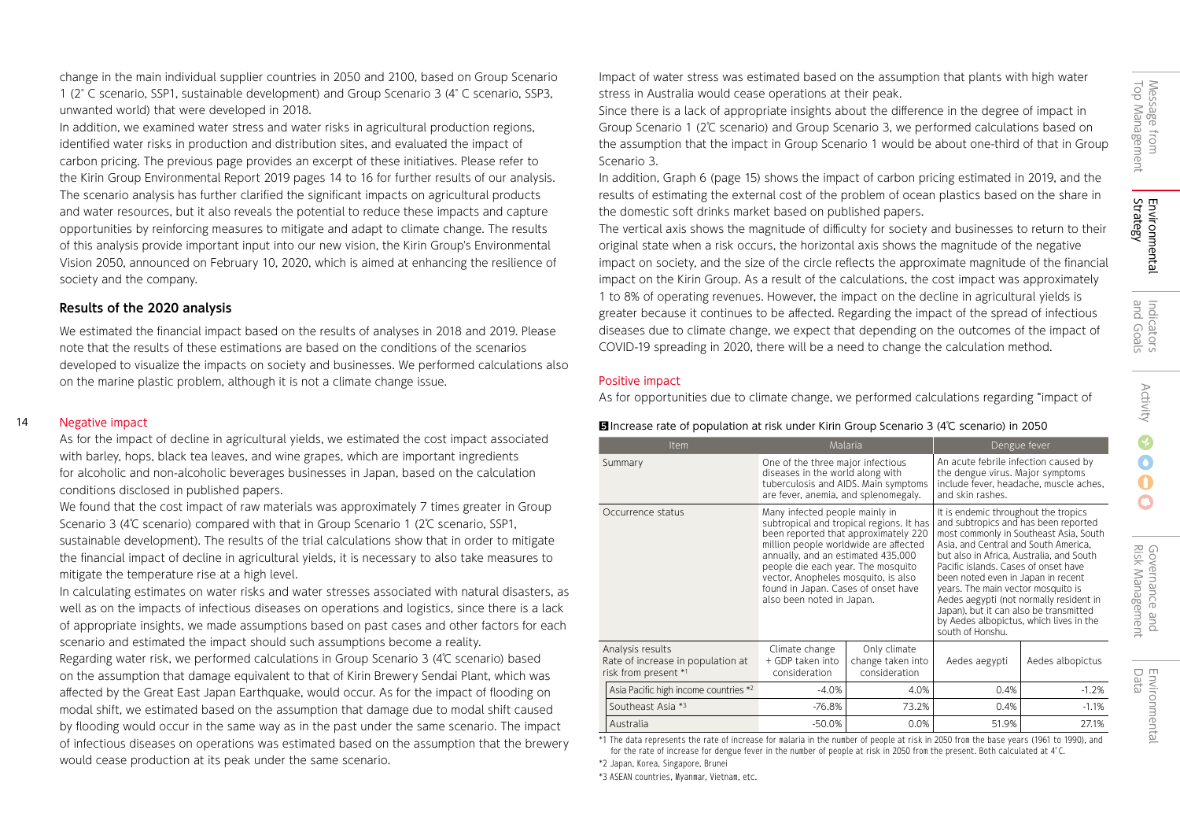change in the main individual supplier countries in 2050 and 2100, based on Group Scenario 1 (2° C scenario, SSP1, sustainable development) and Group Scenario 3 (4° C scenario, SSP3, unwanted world) that were developed in 2018.

In addition, we examined water stress and water risks in agricultural production regions, identified water risks in production and distribution sites, and evaluated the impact of carbon pricing. The previous page provides an excerpt of these initiatives. Please refer to the Kirin Group Environmental Report 2019 pages 14 to 16 for further results of our analysis. The scenario analysis has further clarified the significant impacts on agricultural products and water resources, but it also reveals the potential to reduce these impacts and capture opportunities by reinforcing measures to mitigate and adapt to climate change. The results of this analysis provide important input into our new vision, the Kirin Group's Environmental Vision 2050, announced on February 10, 2020, which is aimed at enhancing the resilience of society and the company.

### Results of the 2020 analysis

We estimated the financial impact based on the results of analyses in 2018 and 2019. Please note that the results of these estimations are based on the conditions of the scenarios developed to visualize the impacts on society and businesses. We performed calculations also on the marine plastic problem, although it is not a climate change issue.

#### Negative impact

As for the impact of decline in agricultural yields, we estimated the cost impact associated with barley, hops, black tea leaves, and wine grapes, which are important ingredients for alcoholic and non-alcoholic beverages businesses in Japan, based on the calculation conditions disclosed in published papers.

We found that the cost impact of raw materials was approximately 7 times greater in Group Scenario 3 (4℃ scenario) compared with that in Group Scenario 1 (2℃ scenario, SSP1, sustainable development). The results of the trial calculations show that in order to mitigate the financial impact of decline in agricultural yields, it is necessary to also take measures to mitigate the temperature rise at a high level.

In calculating estimates on water risks and water stresses associated with natural disasters, as well as on the impacts of infectious diseases on operations and logistics, since there is a lack of appropriate insights, we made assumptions based on past cases and other factors for each scenario and estimated the impact should such assumptions become a reality.

Regarding water risk, we performed calculations in Group Scenario 3 (4℃ scenario) based on the assumption that damage equivalent to that of Kirin Brewery Sendai Plant, which was affected by the Great East Japan Earthquake, would occur. As for the impact of flooding on modal shift, we estimated based on the assumption that damage due to modal shift caused by flooding would occur in the same way as in the past under the same scenario. The impact of infectious diseases on operations was estimated based on the assumption that the brewery would cease production at its peak under the same scenario.

Impact of water stress was estimated based on the assumption that plants with high water stress in Australia would cease operations at their peak.

Since there is a lack of appropriate insights about the difference in the degree of impact in Group Scenario 1 (2℃ scenario) and Group Scenario 3, we performed calculations based on the assumption that the impact in Group Scenario 1 would be about one-third of that in Group Scenario 3.

In addition, Graph 6 (page 15) shows the impact of carbon pricing estimated in 2019, and the results of estimating the external cost of the problem of ocean plastics based on the share in the domestic soft drinks market based on published papers.

The vertical axis shows the magnitude of difficulty for society and businesses to return to their original state when a risk occurs, the horizontal axis shows the magnitude of the negative impact on society, and the size of the circle reflects the approximate magnitude of the financial impact on the Kirin Group. As a result of the calculations, the cost impact was approximately 1 to 8% of operating revenues. However, the impact on the decline in agricultural yields is greater because it continues to be affected. Regarding the impact of the spread of infectious diseases due to climate change, we expect that depending on the outcomes of the impact of COVID-19 spreading in 2020, there will be a need to change the calculation method.

#### Positive impact

As for opportunities due to climate change, we performed calculations regarding "impact of

**5** Increase rate of population at risk under Kirin Group Scenario 3 (4℃ scenario) in 2050

| Item | Malaria | | Dengue fever | |
|---|---|---|---|---|
| Summary | One of the three major infectious diseases in the world along with tuberculosis and AIDS. Main symptoms are fever, anemia, and splenomegaly. | | An acute febrile infection caused by the dengue virus. Major symptoms include fever, headache, muscle aches, and skin rashes. | |
| Occurrence status | Many infected people mainly in subtropical and tropical regions. It has been reported that approximately 220 million people worldwide are affected annually, and an estimated 435,000 people die each year. The mosquito vector, Anopheles mosquito, is also found in Japan. Cases of onset have also been noted in Japan. | | It is endemic throughout the tropics and subtropics and has been reported most commonly in Southeast Asia, South Asia, and Central and South America, but also in Africa, Australia, and South Pacific islands. Cases of onset have been noted even in Japan in recent years. The main vector mosquito is Aedes aegypti (not normally resident in Japan), but it can also be transmitted by Aedes albopictus, which lives in the south of Honshu. | |
| Analysis results<br>Rate of increase in population at risk from present *1 | Climate change + GDP taken into consideration | Only climate change taken into consideration | Aedes aegypti | Aedes albopictus |
| Asia Pacific high income countries *2 | -4.0% | 4.0% | 0.4% | -1.2% |
| Southeast Asia *3 | -76.8% | 73.2% | 0.4% | -1.1% |
| Australia | -50.0% | 0.0% | 51.9% | 27.1% |

*1 The data represents the rate of increase for malaria in the number of people at risk in 2050 from the base years (1961 to 1990), and for the rate of increase for dengue fever in the number of people at risk in 2050 from the present. Both calculated at 4°C.

*2 Japan, Korea, Singapore, Brunei

*3 ASEAN countries, Myanmar, Vietnam, etc.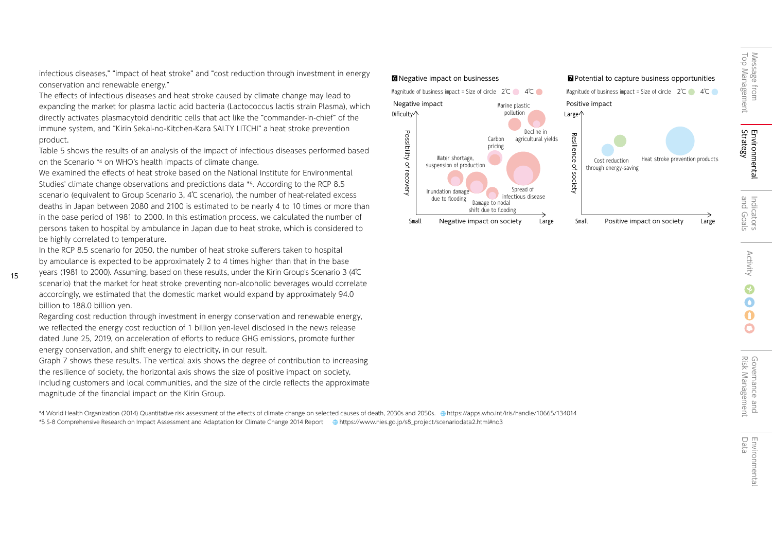infectious diseases," "impact of heat stroke" and "cost reduction through investment in energy conservation and renewable energy."

The effects of infectious diseases and heat stroke caused by climate change may lead to expanding the market for plasma lactic acid bacteria (Lactococcus lactis strain Plasma), which directly activates plasmacytoid dendritic cells that act like the "commander-in-chief" of the immune system, and "Kirin Sekai-no-Kitchen-Kara SALTY LITCHI" a heat stroke prevention product.

Table 5 shows the results of an analysis of the impact of infectious diseases performed based on the Scenario *4 on WHO's health impacts of climate change.

We examined the effects of heat stroke based on the National Institute for Environmental Studies' climate change observations and predictions data *5. According to the RCP 8.5 scenario (equivalent to Group Scenario 3, 4℃ scenario), the number of heat-related excess deaths in Japan between 2080 and 2100 is estimated to be nearly 4 to 10 times or more than in the base period of 1981 to 2000. In this estimation process, we calculated the number of persons taken to hospital by ambulance in Japan due to heat stroke, which is considered to be highly correlated to temperature.

In the RCP 8.5 scenario for 2050, the number of heat stroke sufferers taken to hospital by ambulance is expected to be approximately 2 to 4 times higher than that in the base years (1981 to 2000). Assuming, based on these results, under the Kirin Group's Scenario 3 (4℃ scenario) that the market for heat stroke preventing non-alcoholic beverages would correlate accordingly, we estimated that the domestic market would expand by approximately 94.0 billion to 188.0 billion yen.

Regarding cost reduction through investment in energy conservation and renewable energy, we reflected the energy cost reduction of 1 billion yen-level disclosed in the news release dated June 25, 2019, on acceleration of efforts to reduce GHG emissions, promote further energy conservation, and shift energy to electricity, in our result.

Graph 7 shows these results. The vertical axis shows the degree of contribution to increasing the resilience of society, the horizontal axis shows the size of positive impact on society, including customers and local communities, and the size of the circle reflects the approximate magnitude of the financial impact on the Kirin Group.

**6 Negative impact on businesses**

Magnitude of business impact = Size of circle 2℃ 4℃

Negative impact
Difficulty
Possibility of recovery
Marine plastic pollution
Decline in agricultural yields
Carbon pricing
Water shortage, suspension of production
Inundation damage due to flooding
Spread of infectious disease
Damage to modal shift due to flooding
Small
Negative impact on society
Large

**7 Potential to capture business opportunities**

Magnitude of business impact = Size of circle 2℃ 4℃

Positive impact
Large
Resilience of society
Cost reduction through energy-saving
Heat stroke prevention products
Small
Positive impact on society
Large

*4 World Health Organization (2014) Quantitative risk assessment of the effects of climate change on selected causes of death, 2030s and 2050s. https://apps.who.int/iris/handle/10665/134014

*5 S-8 Comprehensive Research on Impact Assessment and Adaptation for Climate Change 2014 Report https://www.nies.go.jp/s8_project/scenariodata2.html#no3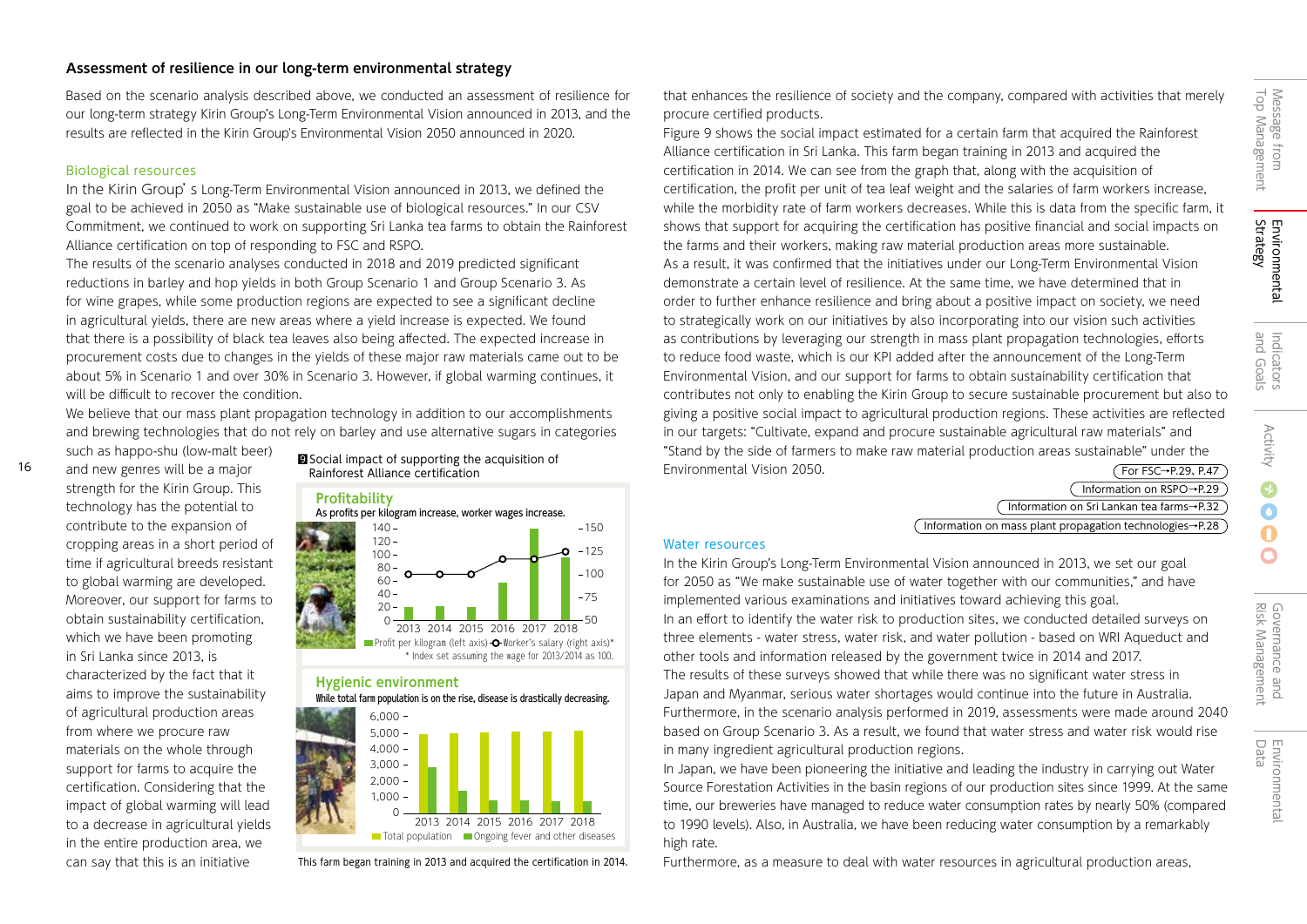## Assessment of resilience in our long-term environmental strategy

Based on the scenario analysis described above, we conducted an assessment of resilience for our long-term strategy Kirin Group's Long-Term Environmental Vision announced in 2013, and the results are reflected in the Kirin Group's Environmental Vision 2050 announced in 2020.

### Biological resources

In the Kirin Group's Long-Term Environmental Vision announced in 2013, we defined the goal to be achieved in 2050 as "Make sustainable use of biological resources." In our CSV Commitment, we continued to work on supporting Sri Lanka tea farms to obtain the Rainforest Alliance certification on top of responding to FSC and RSPO.

The results of the scenario analyses conducted in 2018 and 2019 predicted significant reductions in barley and hop yields in both Group Scenario 1 and Group Scenario 3. As for wine grapes, while some production regions are expected to see a significant decline in agricultural yields, there are new areas where a yield increase is expected. We found that there is a possibility of black tea leaves also being affected. The expected increase in procurement costs due to changes in the yields of these major raw materials came out to be about 5% in Scenario 1 and over 30% in Scenario 3. However, if global warming continues, it will be difficult to recover the condition.

We believe that our mass plant propagation technology in addition to our accomplishments and brewing technologies that do not rely on barley and use alternative sugars in categories such as happo-shu (low-malt beer) and new genres will be a major strength for the Kirin Group. This technology has the potential to contribute to the expansion of cropping areas in a short period of time if agricultural breeds resistant to global warming are developed. Moreover, our support for farms to obtain sustainability certification, which we have been promoting in Sri Lanka since 2013, is characterized by the fact that it aims to improve the sustainability of agricultural production areas from where we procure raw materials on the whole through support for farms to acquire the certification. Considering that the impact of global warming will lead to a decrease in agricultural yields in the entire production area, we can say that this is an initiative that enhances the resilience of society and the company, compared with activities that merely procure certified products.

9 Social impact of supporting the acquisition of Rainforest Alliance certification

**Profitability**

As profits per kilogram increase, worker wages increase.

140, 120, 100, 80, 60, 40, 20, 0
150, 125, 100, 75, 50
2013 2014 2015 2016 2017 2018
Profit per kilogram (left axis) Worker's salary (right axis)*
\* Index set assuming the wage for 2013/2014 as 100.

**Hygienic environment**

While total farm population is on the rise, disease is drastically decreasing.

6,000, 5,000, 4,000, 3,000, 2,000, 1,000, 0
2013 2014 2015 2016 2017 2018
Total population Ongoing fever and other diseases

This farm began training in 2013 and acquired the certification in 2014.

Figure 9 shows the social impact estimated for a certain farm that acquired the Rainforest Alliance certification in Sri Lanka. This farm began training in 2013 and acquired the certification in 2014. We can see from the graph that, along with the acquisition of certification, the profit per unit of tea leaf weight and the salaries of farm workers increase, while the morbidity rate of farm workers decreases. While this is data from the specific farm, it shows that support for acquiring the certification has positive financial and social impacts on the farms and their workers, making raw material production areas more sustainable.

As a result, it was confirmed that the initiatives under our Long-Term Environmental Vision demonstrate a certain level of resilience. At the same time, we have determined that in order to further enhance resilience and bring about a positive impact on society, we need to strategically work on our initiatives by also incorporating into our vision such activities as contributions by leveraging our strength in mass plant propagation technologies, efforts to reduce food waste, which is our KPI added after the announcement of the Long-Term Environmental Vision, and our support for farms to obtain sustainability certification that contributes not only to enabling the Kirin Group to secure sustainable procurement but also to giving a positive social impact to agricultural production regions. These activities are reflected in our targets: "Cultivate, expand and procure sustainable agricultural raw materials" and "Stand by the side of farmers to make raw material production areas sustainable" under the Environmental Vision 2050.

For FSC→P.29, P.47
Information on RSPO→P.29
Information on Sri Lankan tea farms→P.32
Information on mass plant propagation technologies→P.28

### Water resources

In the Kirin Group's Long-Term Environmental Vision announced in 2013, we set our goal for 2050 as "We make sustainable use of water together with our communities," and have implemented various examinations and initiatives toward achieving this goal.

In an effort to identify the water risk to production sites, we conducted detailed surveys on three elements - water stress, water risk, and water pollution - based on WRI Aqueduct and other tools and information released by the government twice in 2014 and 2017.

The results of these surveys showed that while there was no significant water stress in Japan and Myanmar, serious water shortages would continue into the future in Australia. Furthermore, in the scenario analysis performed in 2019, assessments were made around 2040 based on Group Scenario 3. As a result, we found that water stress and water risk would rise in many ingredient agricultural production regions.

In Japan, we have been pioneering the initiative and leading the industry in carrying out Water Source Forestation Activities in the basin regions of our production sites since 1999. At the same time, our breweries have managed to reduce water consumption rates by nearly 50% (compared to 1990 levels). Also, in Australia, we have been reducing water consumption by a remarkably high rate.

Furthermore, as a measure to deal with water resources in agricultural production areas,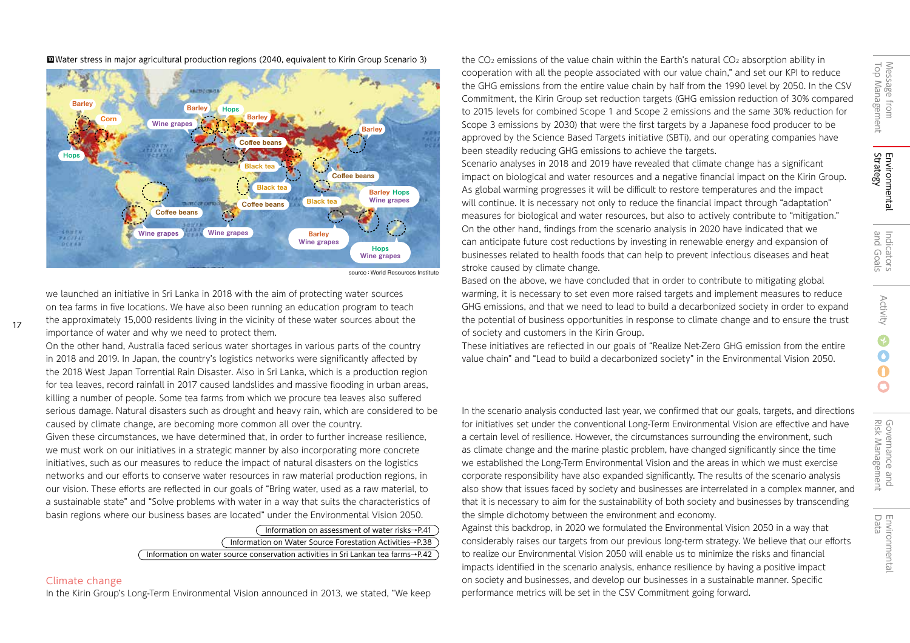■ Water stress in major agricultural production regions (2040, equivalent to Kirin Group Scenario 3)

Barley
Corn
Hops
Barley
Hops
Wine grapes
Barley
Barley
Coffee beans
Black tea
Black tea
Coffee beans
Coffee beans
Black tea
Barley Hops
Wine grapes
Coffee beans
Wine grapes
Wine grapes
Barley
Wine grapes
Hops
Wine grapes

source : World Resources Institute

we launched an initiative in Sri Lanka in 2018 with the aim of protecting water sources on tea farms in five locations. We have also been running an education program to teach the approximately 15,000 residents living in the vicinity of these water sources about the importance of water and why we need to protect them.

On the other hand, Australia faced serious water shortages in various parts of the country in 2018 and 2019. In Japan, the country's logistics networks were significantly affected by the 2018 West Japan Torrential Rain Disaster. Also in Sri Lanka, which is a production region for tea leaves, record rainfall in 2017 caused landslides and massive flooding in urban areas, killing a number of people. Some tea farms from which we procure tea leaves also suffered serious damage. Natural disasters such as drought and heavy rain, which are considered to be caused by climate change, are becoming more common all over the country.

Given these circumstances, we have determined that, in order to further increase resilience, we must work on our initiatives in a strategic manner by also incorporating more concrete initiatives, such as our measures to reduce the impact of natural disasters on the logistics networks and our efforts to conserve water resources in raw material production regions, in our vision. These efforts are reflected in our goals of "Bring water, used as a raw material, to a sustainable state" and "Solve problems with water in a way that suits the characteristics of basin regions where our business bases are located" under the Environmental Vision 2050.

Information on assessment of water risks→P.41

Information on Water Source Forestation Activities→P.38

Information on water source conservation activities in Sri Lankan tea farms→P.42

## Climate change

In the Kirin Group's Long-Term Environmental Vision announced in 2013, we stated, "We keep the $CO_2$ emissions of the value chain within the Earth's natural $CO_2$ absorption ability in cooperation with all the people associated with our value chain," and set our KPI to reduce the GHG emissions from the entire value chain by half from the 1990 level by 2050. In the CSV Commitment, the Kirin Group set reduction targets (GHG emission reduction of 30% compared to 2015 levels for combined Scope 1 and Scope 2 emissions and the same 30% reduction for Scope 3 emissions by 2030) that were the first targets by a Japanese food producer to be approved by the Science Based Targets initiative (SBTi), and our operating companies have been steadily reducing GHG emissions to achieve the targets.

Scenario analyses in 2018 and 2019 have revealed that climate change has a significant impact on biological and water resources and a negative financial impact on the Kirin Group. As global warming progresses it will be difficult to restore temperatures and the impact will continue. It is necessary not only to reduce the financial impact through "adaptation" measures for biological and water resources, but also to actively contribute to "mitigation." On the other hand, findings from the scenario analysis in 2020 have indicated that we can anticipate future cost reductions by investing in renewable energy and expansion of businesses related to health foods that can help to prevent infectious diseases and heat stroke caused by climate change.

Based on the above, we have concluded that in order to contribute to mitigating global warming, it is necessary to set even more raised targets and implement measures to reduce GHG emissions, and that we need to lead to build a decarbonized society in order to expand the potential of business opportunities in response to climate change and to ensure the trust of society and customers in the Kirin Group.

These initiatives are reflected in our goals of "Realize Net-Zero GHG emission from the entire value chain" and "Lead to build a decarbonized society" in the Environmental Vision 2050.

In the scenario analysis conducted last year, we confirmed that our goals, targets, and directions for initiatives set under the conventional Long-Term Environmental Vision are effective and have a certain level of resilience. However, the circumstances surrounding the environment, such as climate change and the marine plastic problem, have changed significantly since the time we established the Long-Term Environmental Vision and the areas in which we must exercise corporate responsibility have also expanded significantly. The results of the scenario analysis also show that issues faced by society and businesses are interrelated in a complex manner, and that it is necessary to aim for the sustainability of both society and businesses by transcending the simple dichotomy between the environment and economy.

Against this backdrop, in 2020 we formulated the Environmental Vision 2050 in a way that considerably raises our targets from our previous long-term strategy. We believe that our efforts to realize our Environmental Vision 2050 will enable us to minimize the risks and financial impacts identified in the scenario analysis, enhance resilience by having a positive impact on society and businesses, and develop our businesses in a sustainable manner. Specific performance metrics will be set in the CSV Commitment going forward.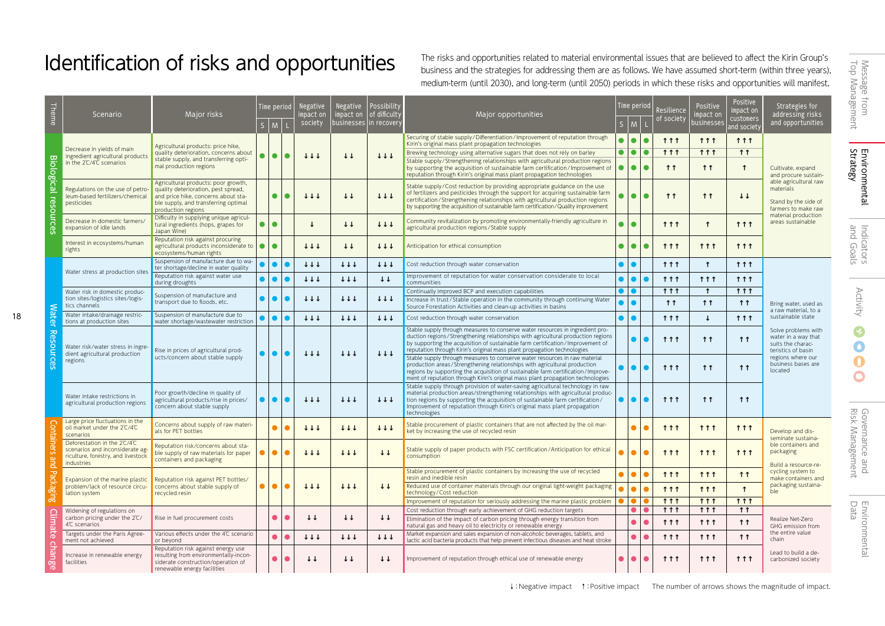# Identification of risks and opportunities

The risks and opportunities related to material environmental issues that are believed to affect the Kirin Group's business and the strategies for addressing them are as follows. We have assumed short-term (within three years), medium-term (until 2030), and long-term (until 2050) periods in which these risks and opportunities will manifest.

| Theme | Scenario | Major risks | Time period S | Time period M | Time period L | Negative impact on society | Negative impact on businesses | Possibility of difficulty in recovery | Major opportunities | Time period S | Time period M | Time period L | Resilience of society | Positive impact on businesses | Positive impact on customers and society | Strategies for addressing risks and opportunities |
|---|---|---|---|---|---|---|---|---|---|---|---|---|---|---|---|---|
| Biological resources | Decrease in yields of main ingredient agricultural products in the 2℃/4℃ scenarios | Agricultural products: price hike, quality deterioration, concerns about stable supply, and transferring optimal production regions | ● | ● | ● | ↓↓↓ | ↓↓ | ↓↓↓ | Securing of stable supply/Differentiation/Improvement of reputation through Kirin's original mass plant propagation technologies | ● | ● | ● | ↑↑↑ | ↑↑↑ | ↑↑↑ | Cultivate, expand and procure sustainable agricultural raw materials<br>Stand by the side of farmers to make raw material production areas sustainable |
| | | | | | | | | | Brewing technology using alternative sugars that does not rely on barley | ● | ● | ● | ↑↑↑ | ↑↑↑ | ↑↑ | |
| | | | | | | | | | Stable supply/Strengthening relationships with agricultural production regions by supporting the acquisition of sustainable farm certification/Improvement of reputation through Kirin's original mass plant propagation technologies | ● | ● | ● | ↑↑ | ↑↑ | ↑ | |
| | Regulations on the use of petroleum-based fertilizers/chemical pesticides | Agricultural products: poor growth, quality deterioration, pest spread, and price hike, concerns about stable supply, and transferring optimal production regions | | ● | ● | ↓↓↓ | ↓↓ | ↓↓↓ | Stable supply/Cost reduction by providing appropriate guidance on the use of fertilizers and pesticides through the support for acquiring sustainable farm certification/Strengthening relationships with agricultural production regions by supporting the acquisition of sustainable farm certification/Quality improvement | ● | ● | ● | ↑↑ | ↑↑ | ↓↓ | |
| | Decrease in domestic farmers/expansion of idle lands | Difficulty in supplying unique agricultural ingredients (hops, grapes for Japan Wine) | ● | ● | | ↓ | ↓↓ | ↓↓↓ | Community revitalization by promoting environmentally-friendly agriculture in agricultural production regions/Stable supply | ● | ● | | ↑↑↑ | ↑ | ↑↑↑ | |
| | Interest in ecosystems/human rights | Reputation risk against procuring agricultural products inconsiderate to ecosystems/human rights | ● | ● | | ↓↓↓ | ↓↓ | ↓↓↓ | Anticipation for ethical consumption | ● | ● | ● | ↑↑↑ | ↑↑↑ | ↑↑↑ | |
| Water Resources | Water stress at production sites | Suspension of manufacture due to water shortage/decline in water quality | ● | ● | ● | ↓↓↓ | ↓↓↓ | ↓↓↓ | Cost reduction through water conservation | ● | ● | | ↑↑↑ | ↑ | ↑↑↑ | Bring water, used as a raw material, to a sustainable state<br>Solve problems with water in a way that suits the characteristics of basin regions where our business bases are located |
| | | Reputation risk against water use during droughts | ● | ● | ● | ↓↓↓ | ↓↓↓ | ↓↓ | Improvement of reputation for water conservation considerate to local communities | ● | ● | ● | ↑↑↑ | ↑↑↑ | ↑↑↑ | |
| | Water risk in domestic production sites/logistics sites/logistics channels | Suspension of manufacture and transport due to floods, etc. | ● | ● | ● | ↓↓↓ | ↓↓↓ | ↓↓↓ | Continually improved BCP and execution capabilities | ● | ● | | ↑↑↑ | ↑ | ↑↑↑ | |
| | | | | | | | | | Increase in trust/Stable operation in the community through continuing Water Source Forestation Activities and clean-up activities in basins | ● | ● | | ↑↑ | ↑↑ | ↑↑ | |
| | Water intake/drainage restrictions at production sites | Suspension of manufacture due to water shortage/wastewater restriction | ● | ● | ● | ↓↓↓ | ↓↓↓ | ↓↓↓ | Cost reduction through water conservation | ● | ● | | ↑↑↑ | ↓ | ↑↑↑ | |
| | Water risk/water stress in ingredient agricultural production regions | Rise in prices of agricultural products/concern about stable supply | ● | ● | ● | ↓↓↓ | ↓↓↓ | ↓↓↓ | Stable supply through measures to conserve water resources in ingredient production regions/Strengthening relationships with agricultural production regions by supporting the acquisition of sustainable farm certification/Improvement of reputation through Kirin's original mass plant propagation technologies | | ● | ● | ↑↑↑ | ↑↑ | ↑↑ | |
| | | | | | | | | | Stable supply through measures to conserve water resources in raw material production areas/Strengthening relationships with agricultural production regions by supporting the acquisition of sustainable farm certification/Improvement of reputation through Kirin's original mass plant propagation technologies | ● | ● | ● | ↑↑↑ | ↑↑ | ↑↑ | |
| | Water intake restrictions in agricultural production regions | Poor growth/decline in quality of agricultural products/rise in prices/concern about stable supply | ● | ● | ● | ↓↓↓ | ↓↓↓ | ↓↓↓ | Stable supply through provision of water-saving agricultural technology in raw material production areas/strengthening relationships with agricultural production regions by supporting the acquisition of sustainable farm certification/Improvement of reputation through Kirin's original mass plant propagation technologies | ● | ● | ● | ↑↑↑ | ↑↑ | ↑↑ | |
| Containers and Packaging | Large price fluctuations in the oil market under the 2℃/4℃ scenarios | Concerns about supply of raw materials for PET bottles | | ● | ● | ↓↓↓ | ↓↓↓ | ↓↓↓ | Stable procurement of plastic containers that are not affected by the oil market by increasing the use of recycled resin | | ● | ● | ↑↑↑ | ↑↑↑ | ↑↑↑ | Develop and disseminate sustainable containers and packaging<br>Build a resource-recycling system to make containers and packaging sustainable |
| | Deforestation in the 2℃/4℃ scenarios and inconsiderate agriculture, forestry, and livestock industries | Reputation risk/concerns about stable supply of raw materials for paper containers and packaging | ● | ● | ● | ↓↓↓ | ↓↓↓ | ↓↓ | Stable supply of paper products with FSC certification/Anticipation for ethical consumption | ● | ● | ● | ↑↑↑ | ↑↑↑ | ↑↑↑ | |
| | Expansion of the marine plastic problem/lack of resource circulation system | Reputation risk against PET bottles/concerns about stable supply of recycled resin | ● | ● | ● | ↓↓↓ | ↓↓↓ | ↓↓ | Stable procurement of plastic containers by increasing the use of recycled resin and inedible resin | ● | ● | ● | ↑↑↑ | ↑↑↑ | ↑↑ | |
| | | | | | | | | | Reduced use of container materials through our original light-weight packaging technology/Cost reduction | ● | ● | ● | ↑↑↑ | ↑↑↑ | ↑ | |
| | | | | | | | | | Improvement of reputation for seriously addressing the marine plastic problem | ● | ● | ● | ↑↑↑ | ↑↑↑ | ↑↑↑ | |
| Climate change | Widening of regulations on carbon pricing under the 2℃/4℃ scenarios | Rise in fuel procurement costs | | ● | ● | ↓↓ | ↓↓ | ↓↓ | Cost reduction through early achievement of GHG reduction targets | | ● | ● | ↑↑↑ | ↑↑↑ | ↑↑ | Realize Net-Zero GHG emission from the entire value chain<br>Lead to build a decarbonized society |
| | | | | | | | | | Elimination of the impact of carbon pricing through energy transition from natural gas and heavy oil to electricity or renewable energy | | ● | ● | ↑↑↑ | ↑↑↑ | ↑↑ | |
| | Targets under the Paris Agreement not achieved | Various effects under the 4℃ scenario or beyond | | ● | ● | ↓↓↓ | ↓↓↓ | ↓↓↓ | Market expansion and sales expansion of non-alcoholic beverages, tablets, and lactic acid bacteria products that help prevent infectious diseases and heat stroke | | ● | ● | ↑↑↑ | ↑↑↑ | ↑↑ | |
| | Increase in renewable energy facilities | Reputation risk against energy use resulting from environmentally-inconsiderate construction/operation of renewable energy facilities | | ● | ● | ↓↓ | ↓↓ | ↓↓ | Improvement of reputation through ethical use of renewable energy | ● | ● | ● | ↑↑↑ | ↑↑↑ | ↑↑↑ | |

↓: Negative impact　↑: Positive impact　The number of arrows shows the magnitude of impact.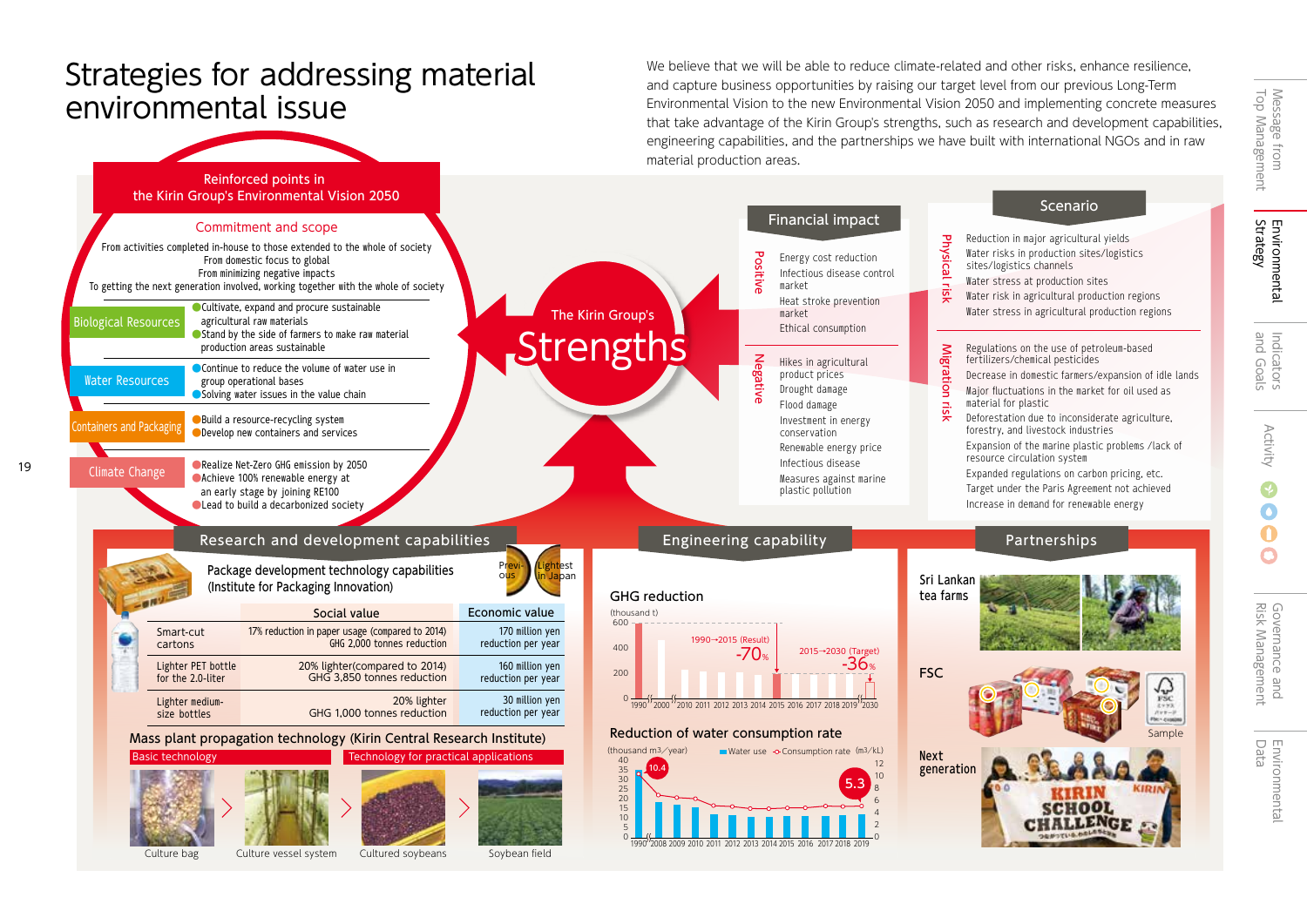# Strategies for addressing material environmental issue

We believe that we will be able to reduce climate-related and other risks, enhance resilience, and capture business opportunities by raising our target level from our previous Long-Term Environmental Vision to the new Environmental Vision 2050 and implementing concrete measures that take advantage of the Kirin Group's strengths, such as research and development capabilities, engineering capabilities, and the partnerships we have built with international NGOs and in raw material production areas.

## Reinforced points in the Kirin Group's Environmental Vision 2050

### Commitment and scope

From activities completed in-house to those extended to the whole of society
From domestic focus to global
From minimizing negative impacts
To getting the next generation involved, working together with the whole of society

**Biological Resources**
- Cultivate, expand and procure sustainable agricultural raw materials
- Stand by the side of farmers to make raw material production areas sustainable

**Water Resources**
- Continue to reduce the volume of water use in group operational bases
- Solving water issues in the value chain

**Containers and Packaging**
- Build a resource-recycling system
- Develop new containers and services

**Climate Change**
- Realize Net-Zero GHG emission by 2050
- Achieve 100% renewable energy at an early stage by joining RE100
- Lead to build a decarbonized society

## The Kirin Group's Strengths

### Financial impact

**Positive**
- Energy cost reduction
- Infectious disease control market
- Heat stroke prevention market
- Ethical consumption

**Negative**
- Hikes in agricultural product prices
- Drought damage
- Flood damage
- Investment in energy conservation
- Renewable energy price
- Infectious disease
- Measures against marine plastic pollution

### Scenario

**Physical risk**
- Reduction in major agricultural yields
- Water risks in production sites/logistics sites/logistics channels
- Water stress at production sites
- Water risk in agricultural production regions
- Water stress in agricultural production regions

**Migration risk**
- Regulations on the use of petroleum-based fertilizers/chemical pesticides
- Decrease in domestic farmers/expansion of idle lands
- Major fluctuations in the market for oil used as material for plastic
- Deforestation due to inconsiderate agriculture, forestry, and livestock industries
- Expansion of the marine plastic problems /lack of resource circulation system
- Expanded regulations on carbon pricing, etc.
- Target under the Paris Agreement not achieved
- Increase in demand for renewable energy

## Research and development capabilities

Package development technology capabilities (Institute for Packaging Innovation)

Previous / Lightest in Japan

| | Social value | Economic value |
|---|---|---|
| Smart-cut cartons | 17% reduction in paper usage (compared to 2014) GHG 2,000 tonnes reduction | 170 million yen reduction per year |
| Lighter PET bottle for the 2.0-liter | 20% lighter(compared to 2014) GHG 3,850 tonnes reduction | 160 million yen reduction per year |
| Lighter medium-size bottles | 20% lighter GHG 1,000 tonnes reduction | 30 million yen reduction per year |

Mass plant propagation technology (Kirin Central Research Institute)

Basic technology → Technology for practical applications

Culture bag › Culture vessel system › Cultured soybeans › Soybean field

## Engineering capability

GHG reduction

(thousand t)
600, 400, 200, 0
1990→2015 (Result) -70%
2015→2030 (Target) -36%
1990 2000 2010 2011 2012 2013 2014 2015 2016 2017 2018 2019 2030

Reduction of water consumption rate

(thousand m3／year) Water use / Consumption rate (m3/kL)
40, 35, 30, 25, 20, 15, 10, 5, 0
12, 10, 8, 6, 4, 2, 0
10.4
5.3
1990 2008 2009 2010 2011 2012 2013 2014 2015 2016 2017 2018 2019

## Partnerships

Sri Lankan tea farms

FSC

Sample

Next generation

KIRIN SCHOOL CHALLENGE